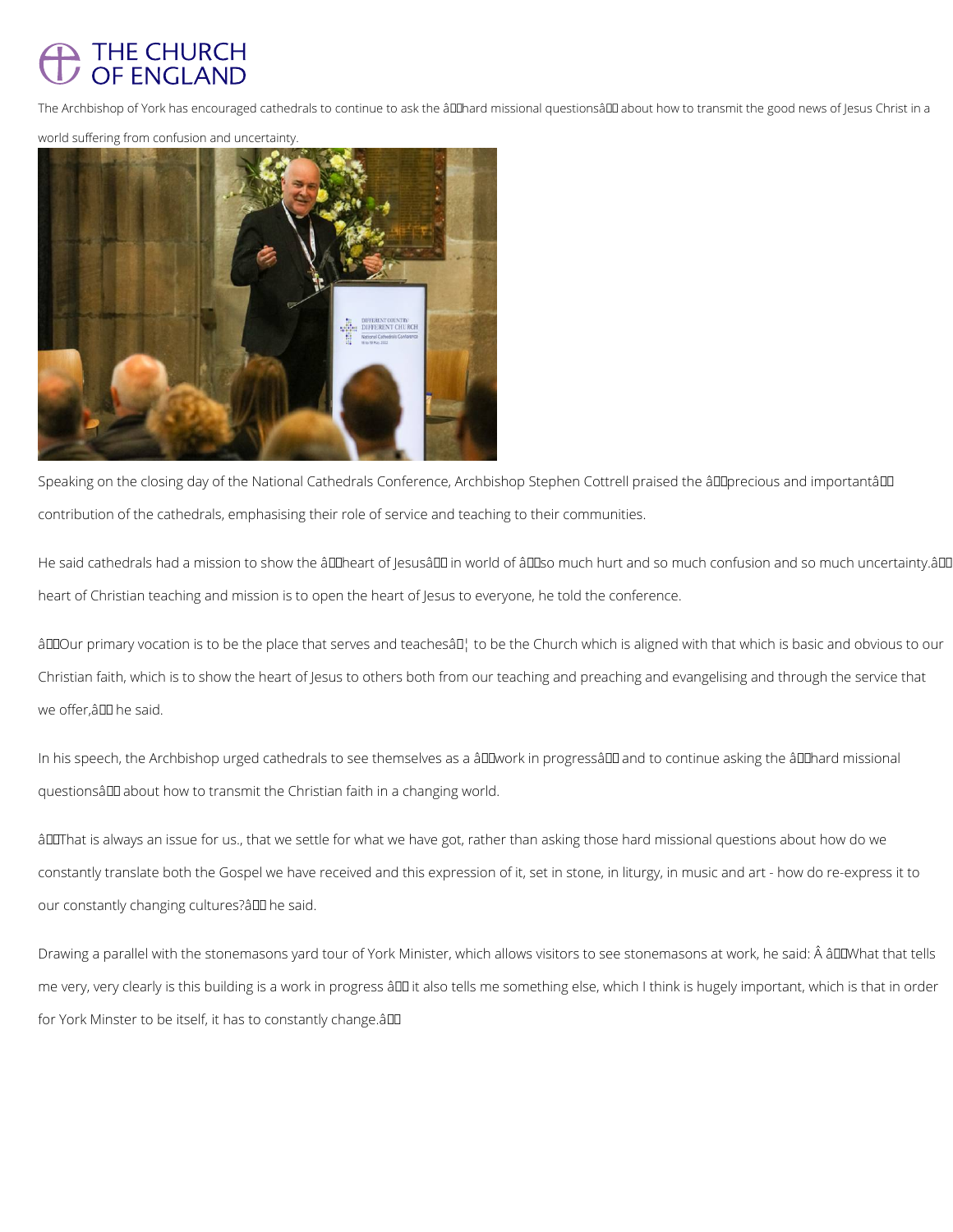# THE CHURCH OF ENGLAND

The Archbishop of York has encouraged cathedrals to continue to ask the â€˜hard missional questionsâ€™ about how to transmit the good news of Jesus Christ in a world suffering from confusion and uncertainty.

Speaking on the closing day of the National Cathedrals Conference, Archbishop Stephen Cottrell praised the â€˜precious and importantâ€™ contribution of the cathedrals, emphasising their role of service and teaching to their communities.

He said cathedrals had a mission to show the â€˜heart of Jesusâ€™ in world of â€˜so much hurt and so much confusion and so much uncertainty.â€™ heart of Christian teaching and mission is to open the heart of Jesus to everyone, he told the conference.

â€œOur primary vocation is to be the place that serves and teachesâ€¦ to be the Church which is aligned with that which is basic and obvious to our Christian faith, which is to show the heart of Jesus to others both from our teaching and preaching and evangelising and through the service that we offer,â€ he said.

In his speech, the Archbishop urged cathedrals to see themselves as a â€˜work in progressâ€™ and to continue asking the â€˜hard missional questionsâ€™ about how to transmit the Christian faith in a changing world.

â€œThat is always an issue for us., that we settle for what we have got, rather than asking those hard missional questions about how do we constantly translate both the Gospel we have received and this expression of it, set in stone, in liturgy, in music and art - how do re-express it to our constantly changing cultures?â€ he said.

Drawing a parallel with the stonemasons yard tour of York Minister, which allows visitors to see stonemasons at work, he said: Â â€œWhat that tells me very, very clearly is this building is a work in progress â€“ it also tells me something else, which I think is hugely important, which is that in order for York Minster to be itself, it has to constantly change.â€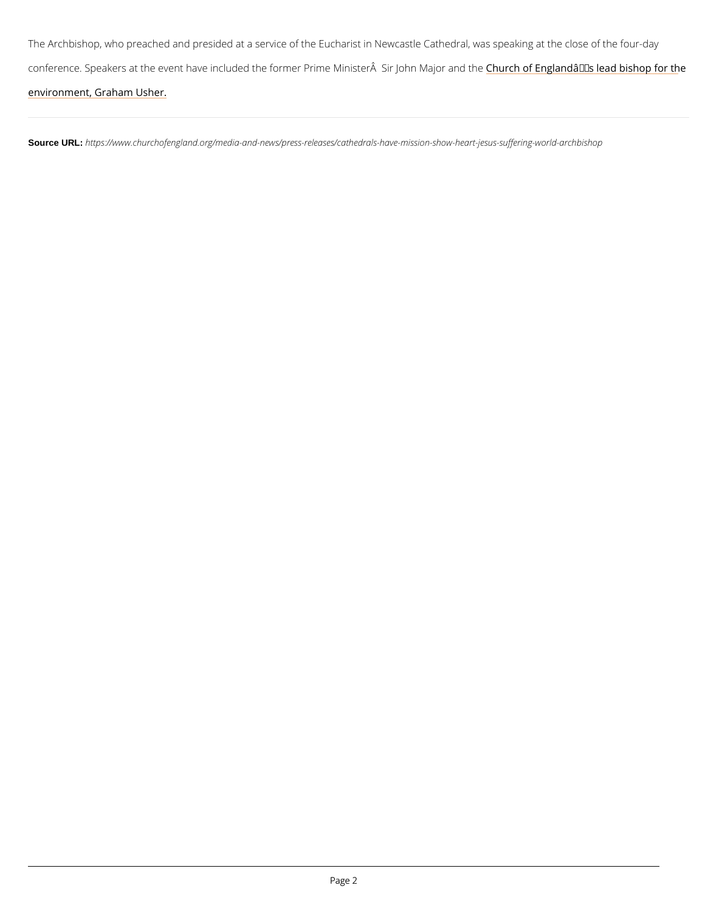The Archbishop, who preached and presided at a service of the Eucharist in Newcastle Cathedral, was speaking at the close of the four-day conference. Speakers at the event have included the former Prime Minister Â Sir John Major and the Church of Englandâs lead bishop for the environment, Graham Usher.

---

**Source URL:** *https://www.churchofengland.org/media-and-news/press-releases/cathedrals-have-mission-show-heart-jesus-suffering-world-archbishop*